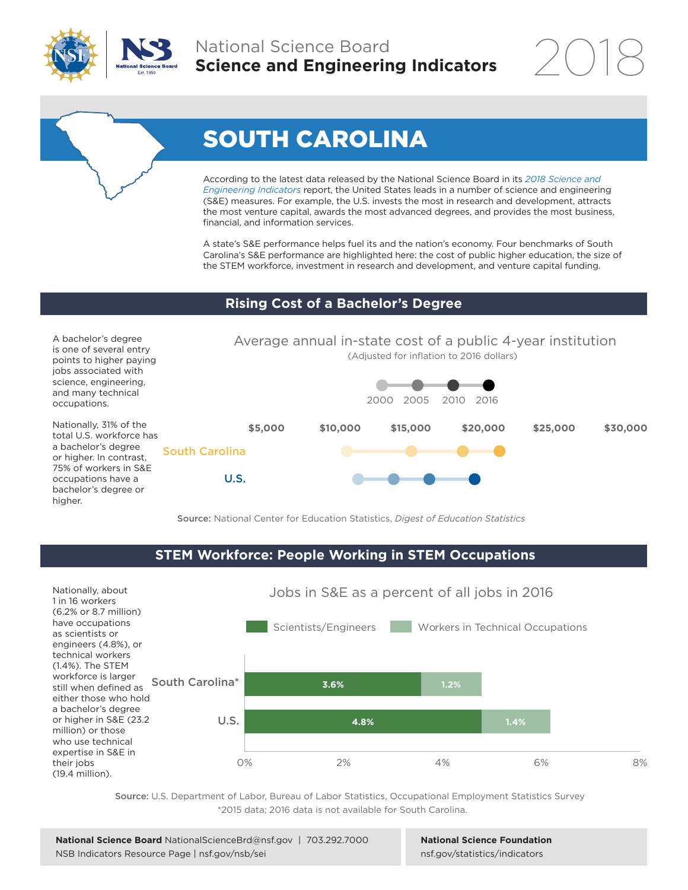National Science Board
**Science and Engineering Indicators** 2018

# SOUTH CAROLINA

According to the latest data released by the National Science Board in its *2018 Science and Engineering Indicators* report, the United States leads in a number of science and engineering (S&E) measures. For example, the U.S. invests the most in research and development, attracts the most venture capital, awards the most advanced degrees, and provides the most business, financial, and information services.

A state's S&E performance helps fuel its and the nation's economy. Four benchmarks of South Carolina's S&E performance are highlighted here: the cost of public higher education, the size of the STEM workforce, investment in research and development, and venture capital funding.

## Rising Cost of a Bachelor's Degree

A bachelor's degree is one of several entry points to higher paying jobs associated with science, engineering, and many technical occupations.

Nationally, 31% of the total U.S. workforce has a bachelor's degree or higher. In contrast, 75% of workers in S&E occupations have a bachelor's degree or higher.

**Average annual in-state cost of a public 4-year institution**
(Adjusted for inflation to 2016 dollars)

Legend: 2000, 2005, 2010, 2016

Axis: $5,000 | $10,000 | $15,000 | $20,000 | $25,000 | $30,000

Rows: South Carolina; U.S.

**Source:** National Center for Education Statistics, *Digest of Education Statistics*

## STEM Workforce: People Working in STEM Occupations

Nationally, about 1 in 16 workers (6.2% or 8.7 million) have occupations as scientists or engineers (4.8%), or technical workers (1.4%). The STEM workforce is larger still when defined as either those who hold a bachelor's degree or higher in S&E (23.2 million) or those who use technical expertise in S&E in their jobs (19.4 million).

**Jobs in S&E as a percent of all jobs in 2016**

| | Scientists/Engineers | Workers in Technical Occupations |
|---|---|---|
| South Carolina* | 3.6% | 1.2% |
| U.S. | 4.8% | 1.4% |

**Source:** U.S. Department of Labor, Bureau of Labor Statistics, Occupational Employment Statistics Survey
*2015 data; 2016 data is not available for South Carolina.

**National Science Board** NationalScienceBrd@nsf.gov | 703.292.7000
NSB Indicators Resource Page | nsf.gov/nsb/sei

**National Science Foundation**
nsf.gov/statistics/indicators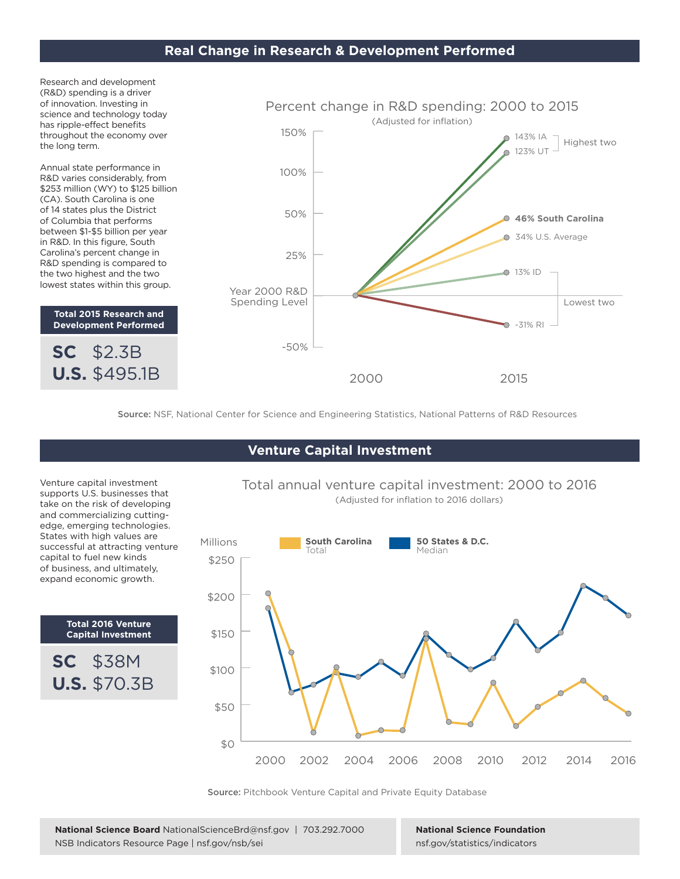## Real Change in Research & Development Performed

Research and development (R&D) spending is a driver of innovation. Investing in science and technology today has ripple-effect benefits throughout the economy over the long term.

Annual state performance in R&D varies considerably, from $253 million (WY) to $125 billion (CA). South Carolina is one of 14 states plus the District of Columbia that performs between $1-$5 billion per year in R&D. In this figure, South Carolina's percent change in R&D spending is compared to the two highest and the two lowest states within this group.

**Total 2015 Research and Development Performed**

**SC** $2.3B
**U.S.** $495.1B

Percent change in R&D spending: 2000 to 2015
(Adjusted for inflation)

150%
100%
50%
25%
-50%
Year 2000 R&D Spending Level
2000
2015
143% IA
123% UT
Highest two
**46% South Carolina**
34% U.S. Average
13% ID
-31% RI
Lowest two

**Source:** NSF, National Center for Science and Engineering Statistics, National Patterns of R&D Resources

## Venture Capital Investment

Venture capital investment supports U.S. businesses that take on the risk of developing and commercializing cutting-edge, emerging technologies. States with high values are successful at attracting venture capital to fuel new kinds of business, and ultimately, expand economic growth.

**Total 2016 Venture Capital Investment**

**SC** $38M
**U.S.** $70.3B

Total annual venture capital investment: 2000 to 2016
(Adjusted for inflation to 2016 dollars)

Millions
**South Carolina** Total
**50 States & D.C.** Median
$250
$200
$150
$100
$50
$0
2000
2002
2004
2006
2008
2010
2012
2014
2016

**Source:** Pitchbook Venture Capital and Private Equity Database

**National Science Board** NationalScienceBrd@nsf.gov | 703.292.7000
NSB Indicators Resource Page | nsf.gov/nsb/sei

**National Science Foundation**
nsf.gov/statistics/indicators